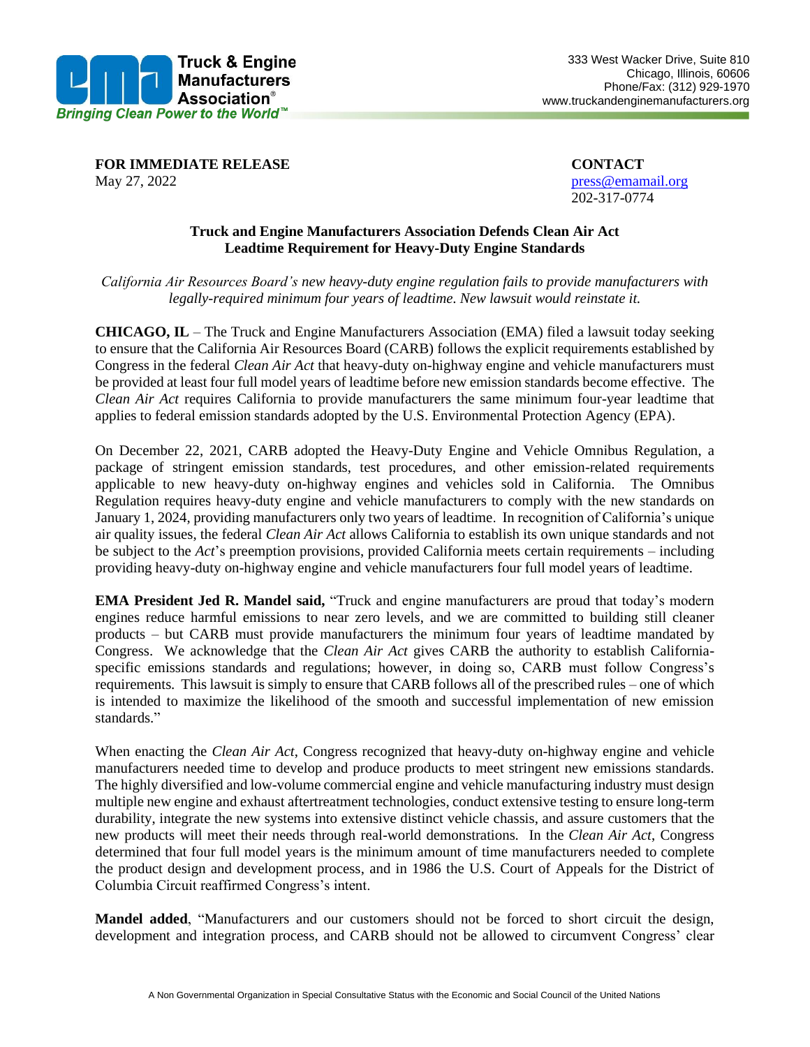**Truck & Engine Manufacturers Association®**
*Bringing Clean Power to the World™*

333 West Wacker Drive, Suite 810
Chicago, Illinois, 60606
Phone/Fax: (312) 929-1970
www.truckandenginemanufacturers.org

**FOR IMMEDIATE RELEASE**
May 27, 2022

**CONTACT**
press@emamail.org
202-317-0774

## Truck and Engine Manufacturers Association Defends Clean Air Act Leadtime Requirement for Heavy-Duty Engine Standards

*California Air Resources Board's new heavy-duty engine regulation fails to provide manufacturers with legally-required minimum four years of leadtime. New lawsuit would reinstate it.*

**CHICAGO, IL** – The Truck and Engine Manufacturers Association (EMA) filed a lawsuit today seeking to ensure that the California Air Resources Board (CARB) follows the explicit requirements established by Congress in the federal *Clean Air Act* that heavy-duty on-highway engine and vehicle manufacturers must be provided at least four full model years of leadtime before new emission standards become effective. The *Clean Air Act* requires California to provide manufacturers the same minimum four-year leadtime that applies to federal emission standards adopted by the U.S. Environmental Protection Agency (EPA).

On December 22, 2021, CARB adopted the Heavy-Duty Engine and Vehicle Omnibus Regulation, a package of stringent emission standards, test procedures, and other emission-related requirements applicable to new heavy-duty on-highway engines and vehicles sold in California. The Omnibus Regulation requires heavy-duty engine and vehicle manufacturers to comply with the new standards on January 1, 2024, providing manufacturers only two years of leadtime. In recognition of California's unique air quality issues, the federal *Clean Air Act* allows California to establish its own unique standards and not be subject to the *Act*'s preemption provisions, provided California meets certain requirements – including providing heavy-duty on-highway engine and vehicle manufacturers four full model years of leadtime.

**EMA President Jed R. Mandel said,** "Truck and engine manufacturers are proud that today's modern engines reduce harmful emissions to near zero levels, and we are committed to building still cleaner products – but CARB must provide manufacturers the minimum four years of leadtime mandated by Congress. We acknowledge that the *Clean Air Act* gives CARB the authority to establish California-specific emissions standards and regulations; however, in doing so, CARB must follow Congress's requirements. This lawsuit is simply to ensure that CARB follows all of the prescribed rules – one of which is intended to maximize the likelihood of the smooth and successful implementation of new emission standards."

When enacting the *Clean Air Act*, Congress recognized that heavy-duty on-highway engine and vehicle manufacturers needed time to develop and produce products to meet stringent new emissions standards. The highly diversified and low-volume commercial engine and vehicle manufacturing industry must design multiple new engine and exhaust aftertreatment technologies, conduct extensive testing to ensure long-term durability, integrate the new systems into extensive distinct vehicle chassis, and assure customers that the new products will meet their needs through real-world demonstrations. In the *Clean Air Act*, Congress determined that four full model years is the minimum amount of time manufacturers needed to complete the product design and development process, and in 1986 the U.S. Court of Appeals for the District of Columbia Circuit reaffirmed Congress's intent.

**Mandel added**, "Manufacturers and our customers should not be forced to short circuit the design, development and integration process, and CARB should not be allowed to circumvent Congress' clear

A Non Governmental Organization in Special Consultative Status with the Economic and Social Council of the United Nations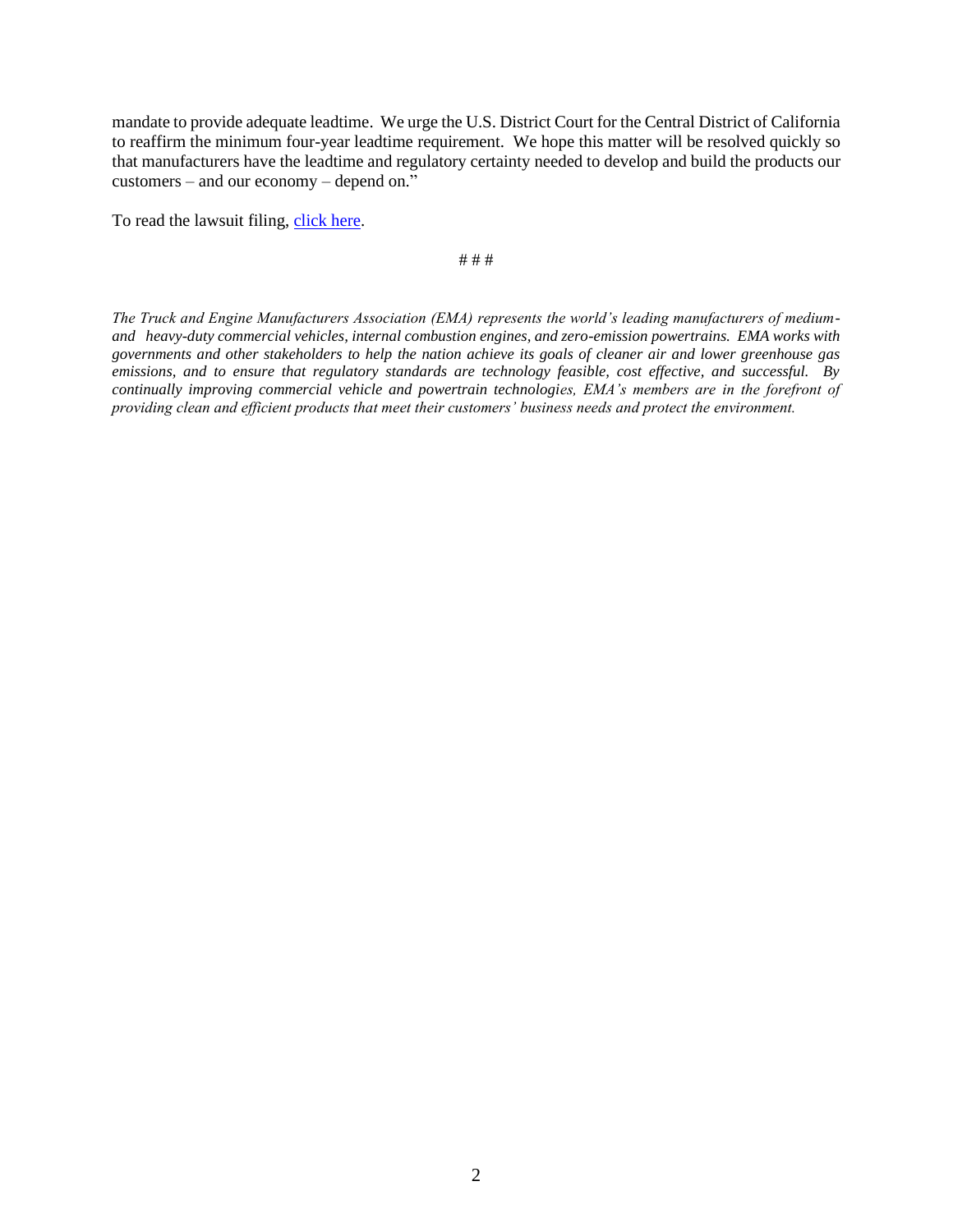mandate to provide adequate leadtime. We urge the U.S. District Court for the Central District of California to reaffirm the minimum four-year leadtime requirement. We hope this matter will be resolved quickly so that manufacturers have the leadtime and regulatory certainty needed to develop and build the products our customers – and our economy – depend on."

To read the lawsuit filing, click here.

# # #

*The Truck and Engine Manufacturers Association (EMA) represents the world's leading manufacturers of medium- and heavy-duty commercial vehicles, internal combustion engines, and zero-emission powertrains. EMA works with governments and other stakeholders to help the nation achieve its goals of cleaner air and lower greenhouse gas emissions, and to ensure that regulatory standards are technology feasible, cost effective, and successful. By continually improving commercial vehicle and powertrain technologies, EMA's members are in the forefront of providing clean and efficient products that meet their customers' business needs and protect the environment.*